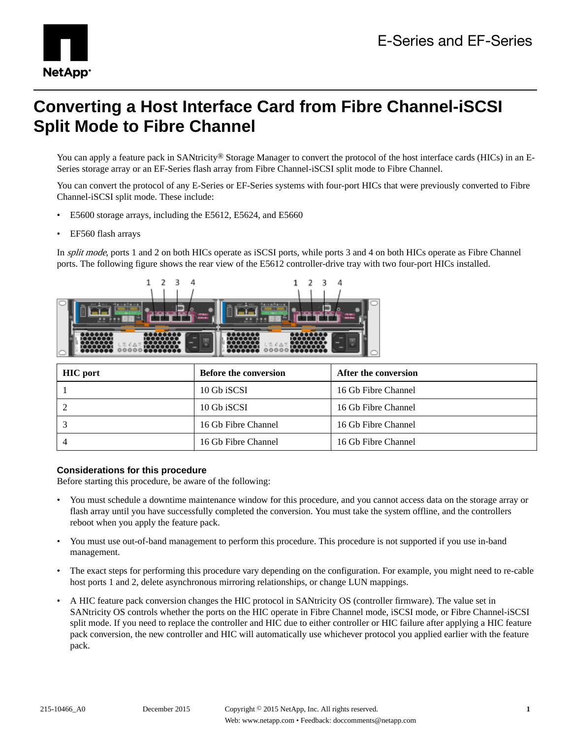# Converting a Host Interface Card from Fibre Channel-iSCSI Split Mode to Fibre Channel

You can apply a feature pack in SANtricity® Storage Manager to convert the protocol of the host interface cards (HICs) in an E-Series storage array or an EF-Series flash array from Fibre Channel-iSCSI split mode to Fibre Channel.

You can convert the protocol of any E-Series or EF-Series systems with four-port HICs that were previously converted to Fibre Channel-iSCSI split mode. These include:

- E5600 storage arrays, including the E5612, E5624, and E5660
- EF560 flash arrays

In *split mode*, ports 1 and 2 on both HICs operate as iSCSI ports, while ports 3 and 4 on both HICs operate as Fibre Channel ports. The following figure shows the rear view of the E5612 controller-drive tray with two four-port HICs installed.

| HIC port | Before the conversion | After the conversion |
|---|---|---|
| 1 | 10 Gb iSCSI | 16 Gb Fibre Channel |
| 2 | 10 Gb iSCSI | 16 Gb Fibre Channel |
| 3 | 16 Gb Fibre Channel | 16 Gb Fibre Channel |
| 4 | 16 Gb Fibre Channel | 16 Gb Fibre Channel |

### Considerations for this procedure

Before starting this procedure, be aware of the following:

- You must schedule a downtime maintenance window for this procedure, and you cannot access data on the storage array or flash array until you have successfully completed the conversion. You must take the system offline, and the controllers reboot when you apply the feature pack.
- You must use out-of-band management to perform this procedure. This procedure is not supported if you use in-band management.
- The exact steps for performing this procedure vary depending on the configuration. For example, you might need to re-cable host ports 1 and 2, delete asynchronous mirroring relationships, or change LUN mappings.
- A HIC feature pack conversion changes the HIC protocol in SANtricity OS (controller firmware). The value set in SANtricity OS controls whether the ports on the HIC operate in Fibre Channel mode, iSCSI mode, or Fibre Channel-iSCSI split mode. If you need to replace the controller and HIC due to either controller or HIC failure after applying a HIC feature pack conversion, the new controller and HIC will automatically use whichever protocol you applied earlier with the feature pack.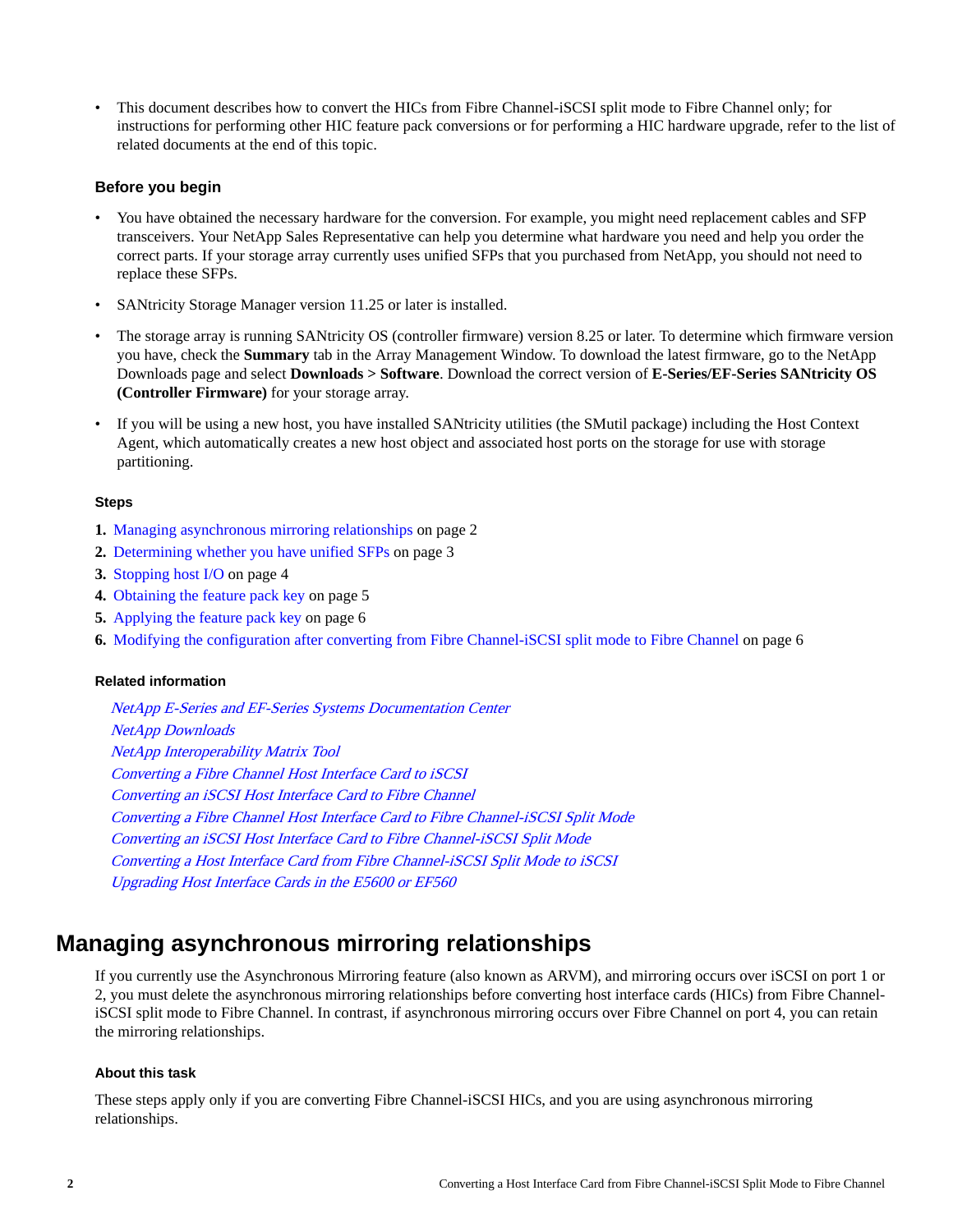- This document describes how to convert the HICs from Fibre Channel-iSCSI split mode to Fibre Channel only; for instructions for performing other HIC feature pack conversions or for performing a HIC hardware upgrade, refer to the list of related documents at the end of this topic.

### Before you begin

- You have obtained the necessary hardware for the conversion. For example, you might need replacement cables and SFP transceivers. Your NetApp Sales Representative can help you determine what hardware you need and help you order the correct parts. If your storage array currently uses unified SFPs that you purchased from NetApp, you should not need to replace these SFPs.
- SANtricity Storage Manager version 11.25 or later is installed.
- The storage array is running SANtricity OS (controller firmware) version 8.25 or later. To determine which firmware version you have, check the **Summary** tab in the Array Management Window. To download the latest firmware, go to the NetApp Downloads page and select **Downloads > Software**. Download the correct version of **E-Series/EF-Series SANtricity OS (Controller Firmware)** for your storage array.
- If you will be using a new host, you have installed SANtricity utilities (the SMutil package) including the Host Context Agent, which automatically creates a new host object and associated host ports on the storage for use with storage partitioning.

#### Steps

1. Managing asynchronous mirroring relationships on page 2
2. Determining whether you have unified SFPs on page 3
3. Stopping host I/O on page 4
4. Obtaining the feature pack key on page 5
5. Applying the feature pack key on page 6
6. Modifying the configuration after converting from Fibre Channel-iSCSI split mode to Fibre Channel on page 6

#### Related information

*NetApp E-Series and EF-Series Systems Documentation Center*
*NetApp Downloads*
*NetApp Interoperability Matrix Tool*
*Converting a Fibre Channel Host Interface Card to iSCSI*
*Converting an iSCSI Host Interface Card to Fibre Channel*
*Converting a Fibre Channel Host Interface Card to Fibre Channel-iSCSI Split Mode*
*Converting an iSCSI Host Interface Card to Fibre Channel-iSCSI Split Mode*
*Converting a Host Interface Card from Fibre Channel-iSCSI Split Mode to iSCSI*
*Upgrading Host Interface Cards in the E5600 or EF560*

## Managing asynchronous mirroring relationships

If you currently use the Asynchronous Mirroring feature (also known as ARVM), and mirroring occurs over iSCSI on port 1 or 2, you must delete the asynchronous mirroring relationships before converting host interface cards (HICs) from Fibre Channel-iSCSI split mode to Fibre Channel. In contrast, if asynchronous mirroring occurs over Fibre Channel on port 4, you can retain the mirroring relationships.

#### About this task

These steps apply only if you are converting Fibre Channel-iSCSI HICs, and you are using asynchronous mirroring relationships.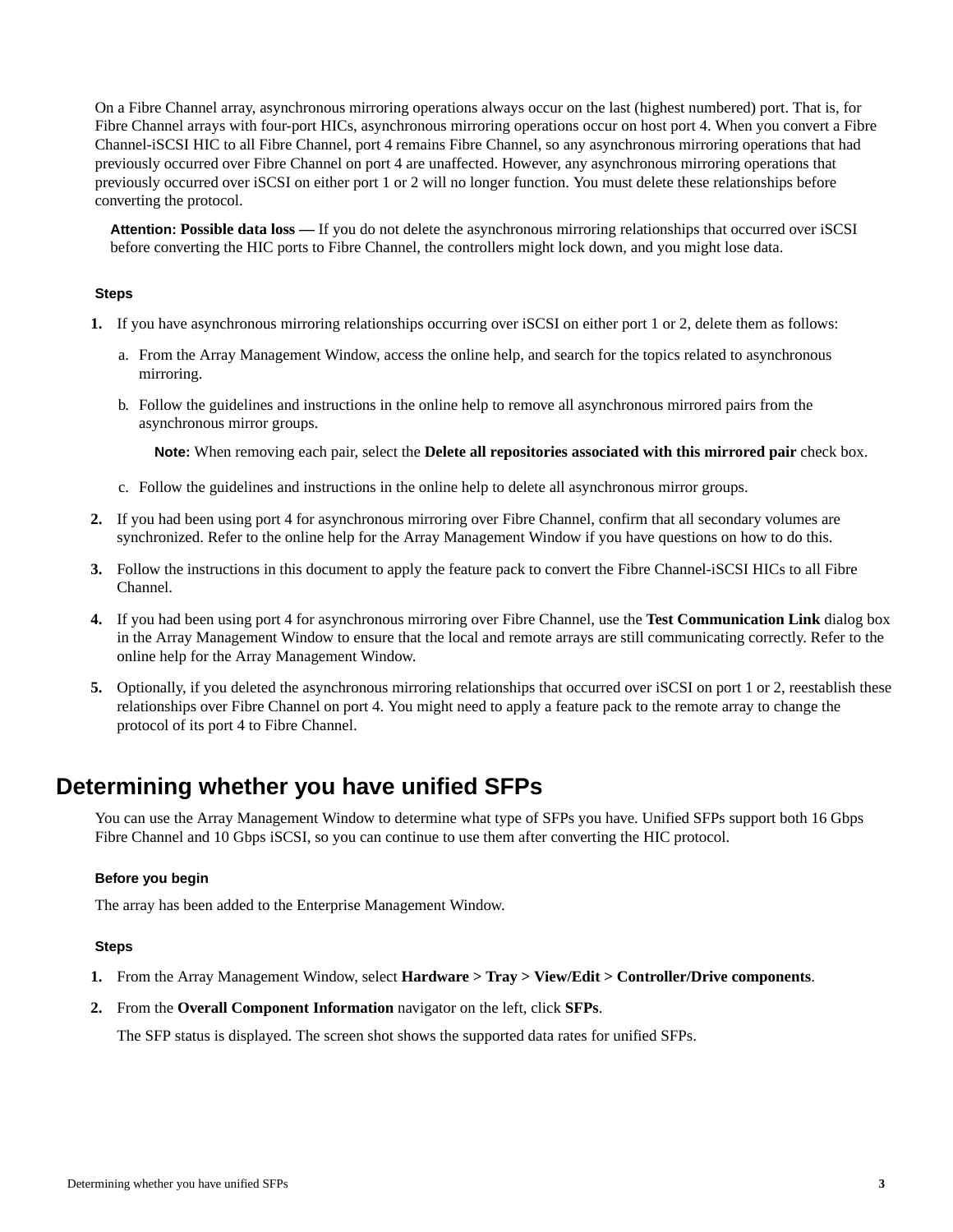On a Fibre Channel array, asynchronous mirroring operations always occur on the last (highest numbered) port. That is, for Fibre Channel arrays with four-port HICs, asynchronous mirroring operations occur on host port 4. When you convert a Fibre Channel-iSCSI HIC to all Fibre Channel, port 4 remains Fibre Channel, so any asynchronous mirroring operations that had previously occurred over Fibre Channel on port 4 are unaffected. However, any asynchronous mirroring operations that previously occurred over iSCSI on either port 1 or 2 will no longer function. You must delete these relationships before converting the protocol.

**Attention: Possible data loss —** If you do not delete the asynchronous mirroring relationships that occurred over iSCSI before converting the HIC ports to Fibre Channel, the controllers might lock down, and you might lose data.

#### Steps

1. If you have asynchronous mirroring relationships occurring over iSCSI on either port 1 or 2, delete them as follows:
   a. From the Array Management Window, access the online help, and search for the topics related to asynchronous mirroring.
   b. Follow the guidelines and instructions in the online help to remove all asynchronous mirrored pairs from the asynchronous mirror groups.

      **Note:** When removing each pair, select the **Delete all repositories associated with this mirrored pair** check box.
   c. Follow the guidelines and instructions in the online help to delete all asynchronous mirror groups.
2. If you had been using port 4 for asynchronous mirroring over Fibre Channel, confirm that all secondary volumes are synchronized. Refer to the online help for the Array Management Window if you have questions on how to do this.
3. Follow the instructions in this document to apply the feature pack to convert the Fibre Channel-iSCSI HICs to all Fibre Channel.
4. If you had been using port 4 for asynchronous mirroring over Fibre Channel, use the **Test Communication Link** dialog box in the Array Management Window to ensure that the local and remote arrays are still communicating correctly. Refer to the online help for the Array Management Window.
5. Optionally, if you deleted the asynchronous mirroring relationships that occurred over iSCSI on port 1 or 2, reestablish these relationships over Fibre Channel on port 4. You might need to apply a feature pack to the remote array to change the protocol of its port 4 to Fibre Channel.

## Determining whether you have unified SFPs

You can use the Array Management Window to determine what type of SFPs you have. Unified SFPs support both 16 Gbps Fibre Channel and 10 Gbps iSCSI, so you can continue to use them after converting the HIC protocol.

#### Before you begin

The array has been added to the Enterprise Management Window.

#### Steps

1. From the Array Management Window, select **Hardware > Tray > View/Edit > Controller/Drive components**.
2. From the **Overall Component Information** navigator on the left, click **SFPs**.

   The SFP status is displayed. The screen shot shows the supported data rates for unified SFPs.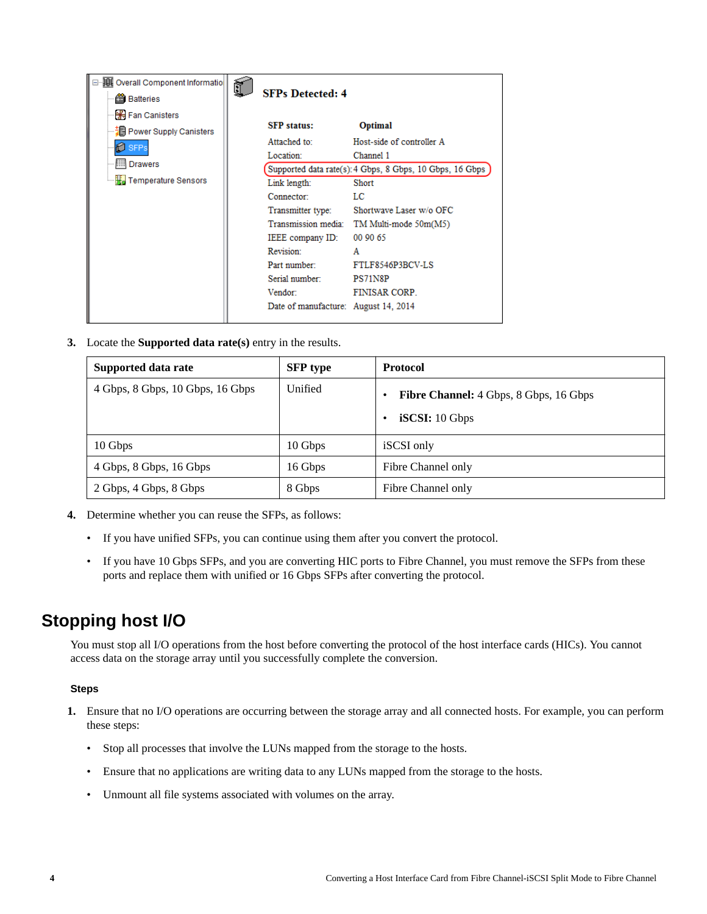3. Locate the **Supported data rate(s)** entry in the results.

| Supported data rate | SFP type | Protocol |
|---|---|---|
| 4 Gbps, 8 Gbps, 10 Gbps, 16 Gbps | Unified | • **Fibre Channel:** 4 Gbps, 8 Gbps, 16 Gbps<br>• **iSCSI:** 10 Gbps |
| 10 Gbps | 10 Gbps | iSCSI only |
| 4 Gbps, 8 Gbps, 16 Gbps | 16 Gbps | Fibre Channel only |
| 2 Gbps, 4 Gbps, 8 Gbps | 8 Gbps | Fibre Channel only |

4. Determine whether you can reuse the SFPs, as follows:
   - If you have unified SFPs, you can continue using them after you convert the protocol.
   - If you have 10 Gbps SFPs, and you are converting HIC ports to Fibre Channel, you must remove the SFPs from these ports and replace them with unified or 16 Gbps SFPs after converting the protocol.

## Stopping host I/O

You must stop all I/O operations from the host before converting the protocol of the host interface cards (HICs). You cannot access data on the storage array until you successfully complete the conversion.

### Steps

1. Ensure that no I/O operations are occurring between the storage array and all connected hosts. For example, you can perform these steps:
   - Stop all processes that involve the LUNs mapped from the storage to the hosts.
   - Ensure that no applications are writing data to any LUNs mapped from the storage to the hosts.
   - Unmount all file systems associated with volumes on the array.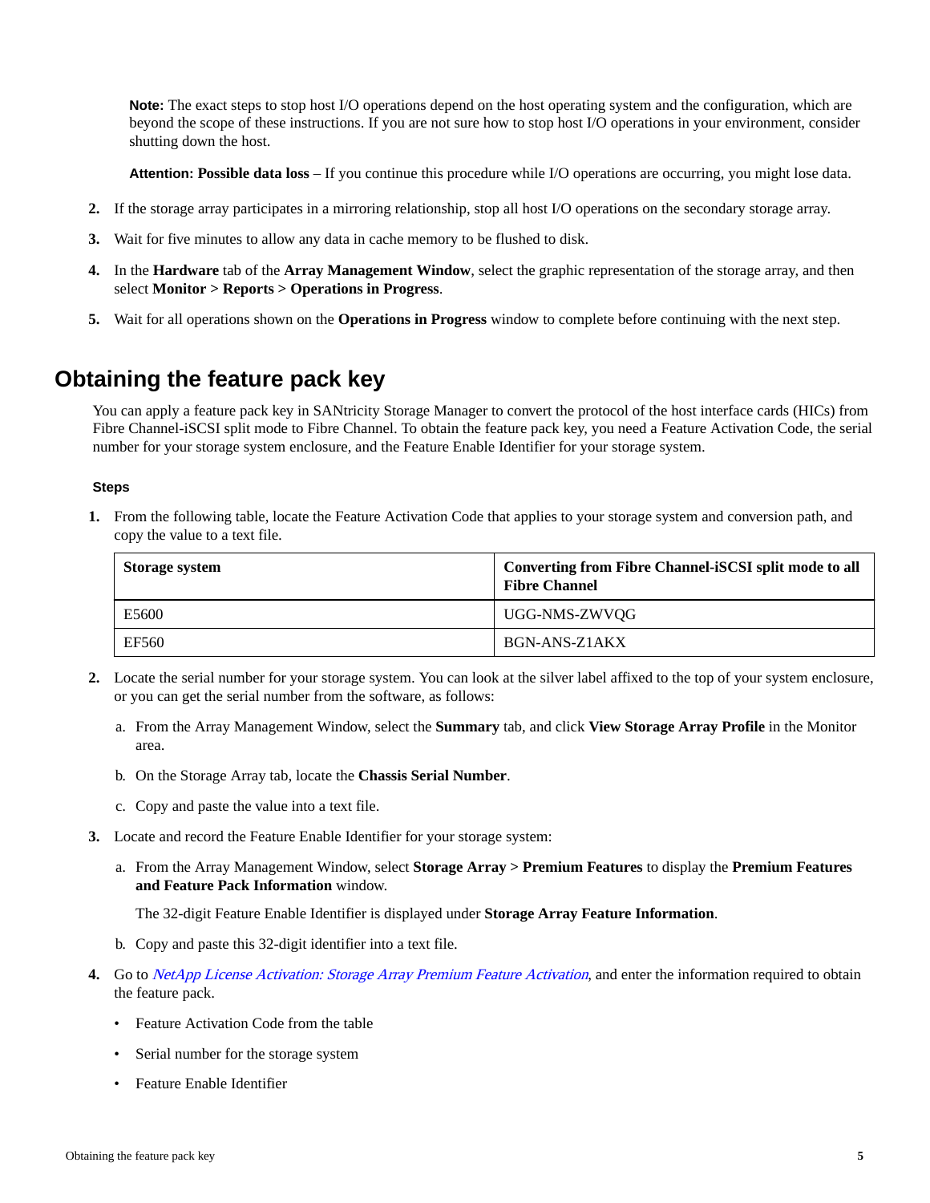**Note:** The exact steps to stop host I/O operations depend on the host operating system and the configuration, which are beyond the scope of these instructions. If you are not sure how to stop host I/O operations in your environment, consider shutting down the host.

**Attention: Possible data loss** – If you continue this procedure while I/O operations are occurring, you might lose data.

2. If the storage array participates in a mirroring relationship, stop all host I/O operations on the secondary storage array.
3. Wait for five minutes to allow any data in cache memory to be flushed to disk.
4. In the **Hardware** tab of the **Array Management Window**, select the graphic representation of the storage array, and then select **Monitor > Reports > Operations in Progress**.
5. Wait for all operations shown on the **Operations in Progress** window to complete before continuing with the next step.

## Obtaining the feature pack key

You can apply a feature pack key in SANtricity Storage Manager to convert the protocol of the host interface cards (HICs) from Fibre Channel-iSCSI split mode to Fibre Channel. To obtain the feature pack key, you need a Feature Activation Code, the serial number for your storage system enclosure, and the Feature Enable Identifier for your storage system.

#### Steps

1. From the following table, locate the Feature Activation Code that applies to your storage system and conversion path, and copy the value to a text file.

| Storage system | Converting from Fibre Channel-iSCSI split mode to all Fibre Channel |
|---|---|
| E5600 | UGG-NMS-ZWVQG |
| EF560 | BGN-ANS-Z1AKX |

2. Locate the serial number for your storage system. You can look at the silver label affixed to the top of your system enclosure, or you can get the serial number from the software, as follows:
   a. From the Array Management Window, select the **Summary** tab, and click **View Storage Array Profile** in the Monitor area.
   b. On the Storage Array tab, locate the **Chassis Serial Number**.
   c. Copy and paste the value into a text file.
3. Locate and record the Feature Enable Identifier for your storage system:
   a. From the Array Management Window, select **Storage Array > Premium Features** to display the **Premium Features and Feature Pack Information** window.

      The 32-digit Feature Enable Identifier is displayed under **Storage Array Feature Information**.
   b. Copy and paste this 32-digit identifier into a text file.
4. Go to *NetApp License Activation: Storage Array Premium Feature Activation*, and enter the information required to obtain the feature pack.
   - Feature Activation Code from the table
   - Serial number for the storage system
   - Feature Enable Identifier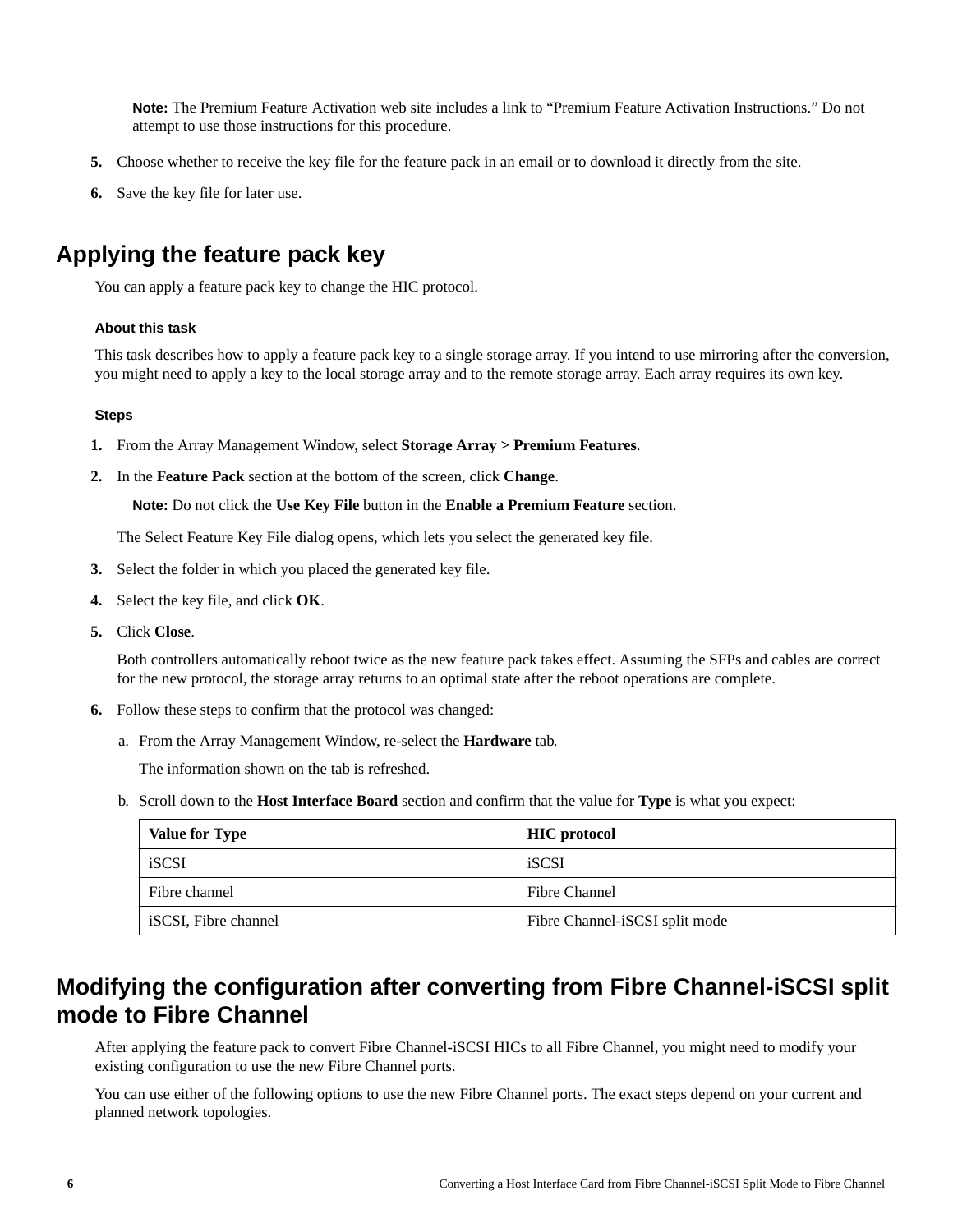**Note:** The Premium Feature Activation web site includes a link to “Premium Feature Activation Instructions.” Do not attempt to use those instructions for this procedure.

5. Choose whether to receive the key file for the feature pack in an email or to download it directly from the site.
6. Save the key file for later use.

## Applying the feature pack key

You can apply a feature pack key to change the HIC protocol.

#### About this task

This task describes how to apply a feature pack key to a single storage array. If you intend to use mirroring after the conversion, you might need to apply a key to the local storage array and to the remote storage array. Each array requires its own key.

#### Steps

1. From the Array Management Window, select **Storage Array > Premium Features**.
2. In the **Feature Pack** section at the bottom of the screen, click **Change**.

   **Note:** Do not click the **Use Key File** button in the **Enable a Premium Feature** section.

   The Select Feature Key File dialog opens, which lets you select the generated key file.
3. Select the folder in which you placed the generated key file.
4. Select the key file, and click **OK**.
5. Click **Close**.

   Both controllers automatically reboot twice as the new feature pack takes effect. Assuming the SFPs and cables are correct for the new protocol, the storage array returns to an optimal state after the reboot operations are complete.
6. Follow these steps to confirm that the protocol was changed:
   a. From the Array Management Window, re-select the **Hardware** tab.

      The information shown on the tab is refreshed.
   b. Scroll down to the **Host Interface Board** section and confirm that the value for **Type** is what you expect:

| Value for Type | HIC protocol |
| --- | --- |
| iSCSI | iSCSI |
| Fibre channel | Fibre Channel |
| iSCSI, Fibre channel | Fibre Channel-iSCSI split mode |

## Modifying the configuration after converting from Fibre Channel-iSCSI split mode to Fibre Channel

After applying the feature pack to convert Fibre Channel-iSCSI HICs to all Fibre Channel, you might need to modify your existing configuration to use the new Fibre Channel ports.

You can use either of the following options to use the new Fibre Channel ports. The exact steps depend on your current and planned network topologies.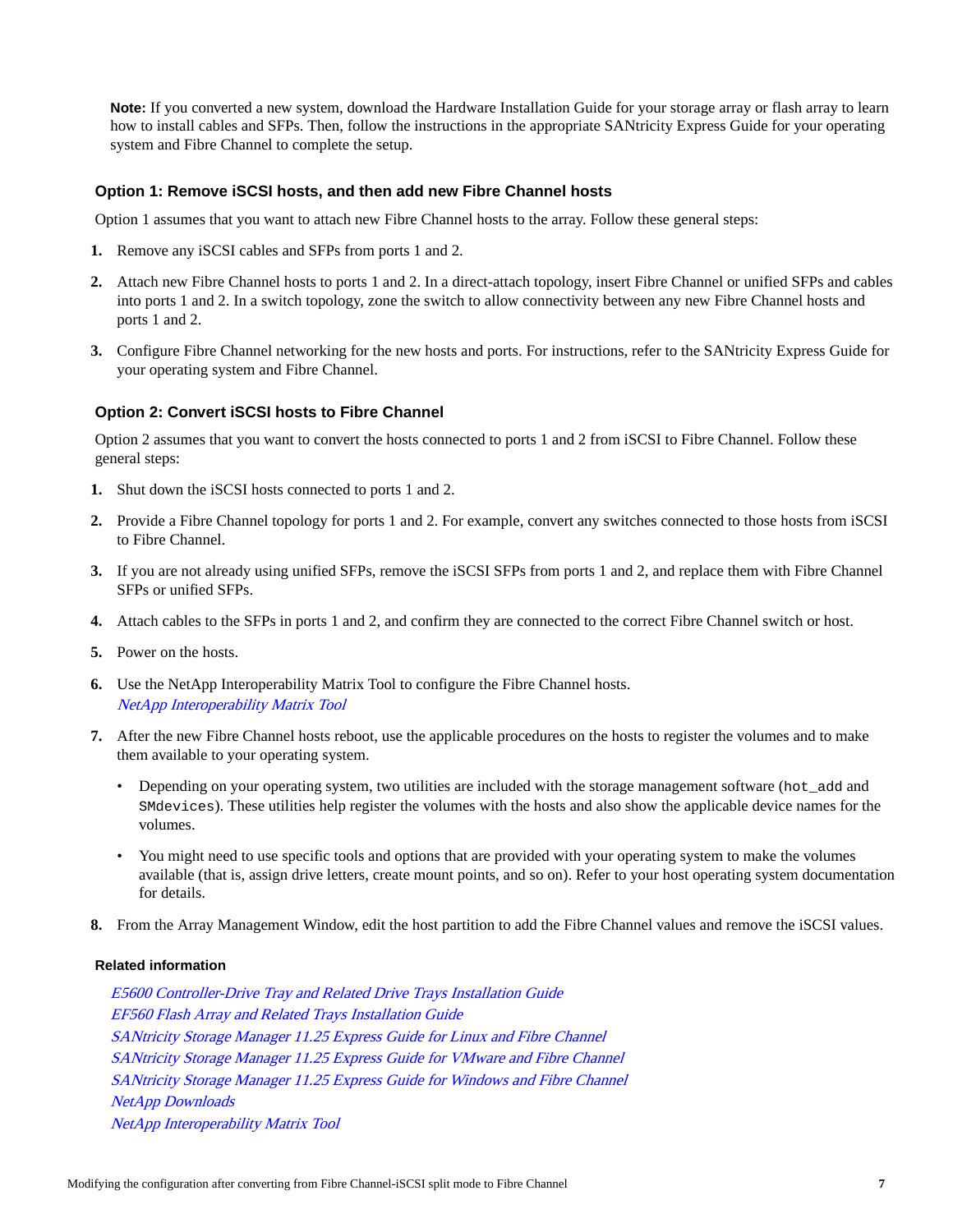**Note:** If you converted a new system, download the Hardware Installation Guide for your storage array or flash array to learn how to install cables and SFPs. Then, follow the instructions in the appropriate SANtricity Express Guide for your operating system and Fibre Channel to complete the setup.

### Option 1: Remove iSCSI hosts, and then add new Fibre Channel hosts

Option 1 assumes that you want to attach new Fibre Channel hosts to the array. Follow these general steps:

1. Remove any iSCSI cables and SFPs from ports 1 and 2.
2. Attach new Fibre Channel hosts to ports 1 and 2. In a direct-attach topology, insert Fibre Channel or unified SFPs and cables into ports 1 and 2. In a switch topology, zone the switch to allow connectivity between any new Fibre Channel hosts and ports 1 and 2.
3. Configure Fibre Channel networking for the new hosts and ports. For instructions, refer to the SANtricity Express Guide for your operating system and Fibre Channel.

### Option 2: Convert iSCSI hosts to Fibre Channel

Option 2 assumes that you want to convert the hosts connected to ports 1 and 2 from iSCSI to Fibre Channel. Follow these general steps:

1. Shut down the iSCSI hosts connected to ports 1 and 2.
2. Provide a Fibre Channel topology for ports 1 and 2. For example, convert any switches connected to those hosts from iSCSI to Fibre Channel.
3. If you are not already using unified SFPs, remove the iSCSI SFPs from ports 1 and 2, and replace them with Fibre Channel SFPs or unified SFPs.
4. Attach cables to the SFPs in ports 1 and 2, and confirm they are connected to the correct Fibre Channel switch or host.
5. Power on the hosts.
6. Use the NetApp Interoperability Matrix Tool to configure the Fibre Channel hosts.
   *NetApp Interoperability Matrix Tool*
7. After the new Fibre Channel hosts reboot, use the applicable procedures on the hosts to register the volumes and to make them available to your operating system.
   - Depending on your operating system, two utilities are included with the storage management software (`hot_add` and `SMdevices`). These utilities help register the volumes with the hosts and also show the applicable device names for the volumes.
   - You might need to use specific tools and options that are provided with your operating system to make the volumes available (that is, assign drive letters, create mount points, and so on). Refer to your host operating system documentation for details.
8. From the Array Management Window, edit the host partition to add the Fibre Channel values and remove the iSCSI values.

#### Related information

*E5600 Controller-Drive Tray and Related Drive Trays Installation Guide*
*EF560 Flash Array and Related Trays Installation Guide*
*SANtricity Storage Manager 11.25 Express Guide for Linux and Fibre Channel*
*SANtricity Storage Manager 11.25 Express Guide for VMware and Fibre Channel*
*SANtricity Storage Manager 11.25 Express Guide for Windows and Fibre Channel*
*NetApp Downloads*
*NetApp Interoperability Matrix Tool*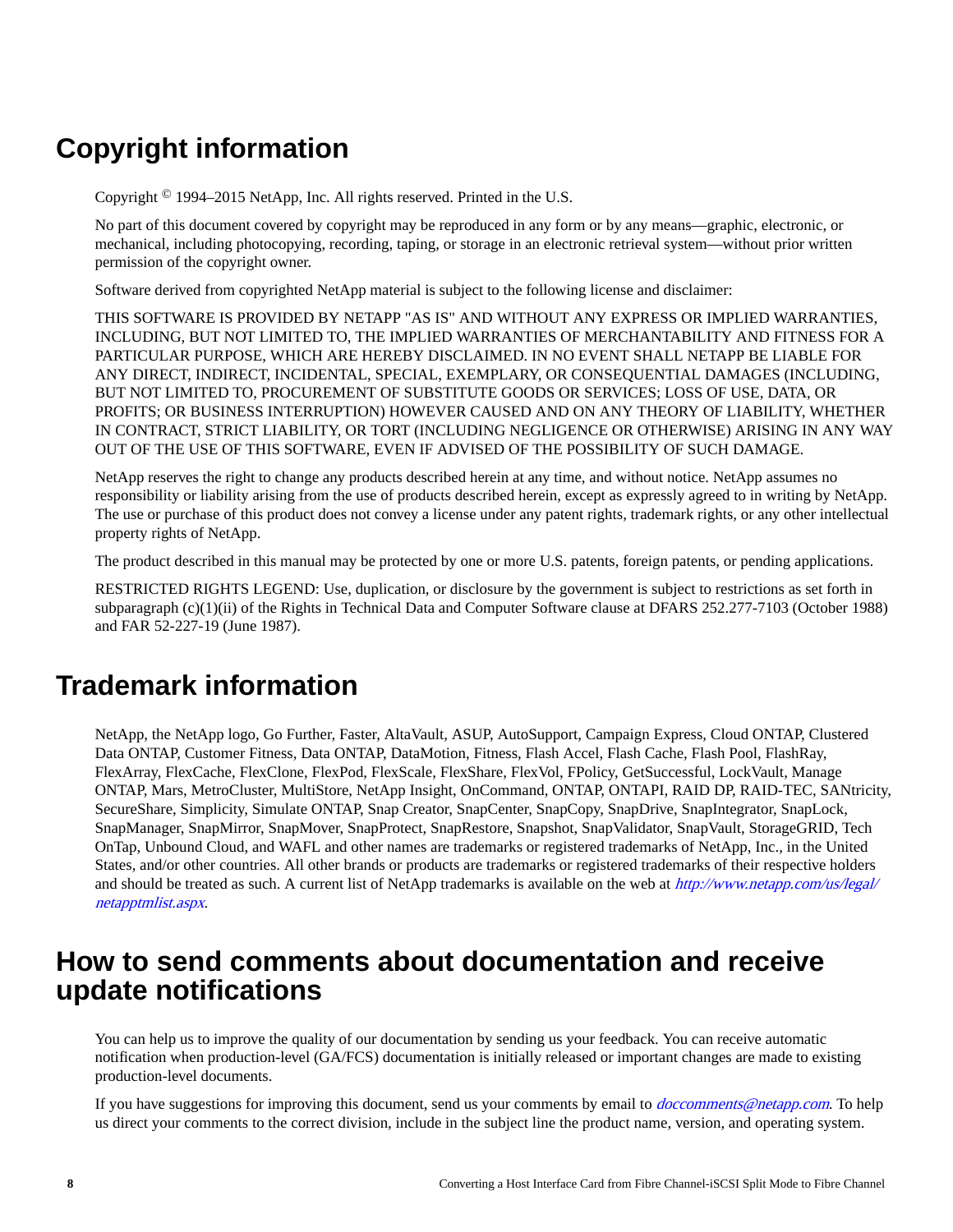# Copyright information

Copyright © 1994–2015 NetApp, Inc. All rights reserved. Printed in the U.S.

No part of this document covered by copyright may be reproduced in any form or by any means—graphic, electronic, or mechanical, including photocopying, recording, taping, or storage in an electronic retrieval system—without prior written permission of the copyright owner.

Software derived from copyrighted NetApp material is subject to the following license and disclaimer:

THIS SOFTWARE IS PROVIDED BY NETAPP "AS IS" AND WITHOUT ANY EXPRESS OR IMPLIED WARRANTIES, INCLUDING, BUT NOT LIMITED TO, THE IMPLIED WARRANTIES OF MERCHANTABILITY AND FITNESS FOR A PARTICULAR PURPOSE, WHICH ARE HEREBY DISCLAIMED. IN NO EVENT SHALL NETAPP BE LIABLE FOR ANY DIRECT, INDIRECT, INCIDENTAL, SPECIAL, EXEMPLARY, OR CONSEQUENTIAL DAMAGES (INCLUDING, BUT NOT LIMITED TO, PROCUREMENT OF SUBSTITUTE GOODS OR SERVICES; LOSS OF USE, DATA, OR PROFITS; OR BUSINESS INTERRUPTION) HOWEVER CAUSED AND ON ANY THEORY OF LIABILITY, WHETHER IN CONTRACT, STRICT LIABILITY, OR TORT (INCLUDING NEGLIGENCE OR OTHERWISE) ARISING IN ANY WAY OUT OF THE USE OF THIS SOFTWARE, EVEN IF ADVISED OF THE POSSIBILITY OF SUCH DAMAGE.

NetApp reserves the right to change any products described herein at any time, and without notice. NetApp assumes no responsibility or liability arising from the use of products described herein, except as expressly agreed to in writing by NetApp. The use or purchase of this product does not convey a license under any patent rights, trademark rights, or any other intellectual property rights of NetApp.

The product described in this manual may be protected by one or more U.S. patents, foreign patents, or pending applications.

RESTRICTED RIGHTS LEGEND: Use, duplication, or disclosure by the government is subject to restrictions as set forth in subparagraph (c)(1)(ii) of the Rights in Technical Data and Computer Software clause at DFARS 252.277-7103 (October 1988) and FAR 52-227-19 (June 1987).

# Trademark information

NetApp, the NetApp logo, Go Further, Faster, AltaVault, ASUP, AutoSupport, Campaign Express, Cloud ONTAP, Clustered Data ONTAP, Customer Fitness, Data ONTAP, DataMotion, Fitness, Flash Accel, Flash Cache, Flash Pool, FlashRay, FlexArray, FlexCache, FlexClone, FlexPod, FlexScale, FlexShare, FlexVol, FPolicy, GetSuccessful, LockVault, Manage ONTAP, Mars, MetroCluster, MultiStore, NetApp Insight, OnCommand, ONTAP, ONTAPI, RAID DP, RAID-TEC, SANtricity, SecureShare, Simplicity, Simulate ONTAP, Snap Creator, SnapCenter, SnapCopy, SnapDrive, SnapIntegrator, SnapLock, SnapManager, SnapMirror, SnapMover, SnapProtect, SnapRestore, Snapshot, SnapValidator, SnapVault, StorageGRID, Tech OnTap, Unbound Cloud, and WAFL and other names are trademarks or registered trademarks of NetApp, Inc., in the United States, and/or other countries. All other brands or products are trademarks or registered trademarks of their respective holders and should be treated as such. A current list of NetApp trademarks is available on the web at *http://www.netapp.com/us/legal/netapptmlist.aspx*.

# How to send comments about documentation and receive update notifications

You can help us to improve the quality of our documentation by sending us your feedback. You can receive automatic notification when production-level (GA/FCS) documentation is initially released or important changes are made to existing production-level documents.

If you have suggestions for improving this document, send us your comments by email to *doccomments@netapp.com*. To help us direct your comments to the correct division, include in the subject line the product name, version, and operating system.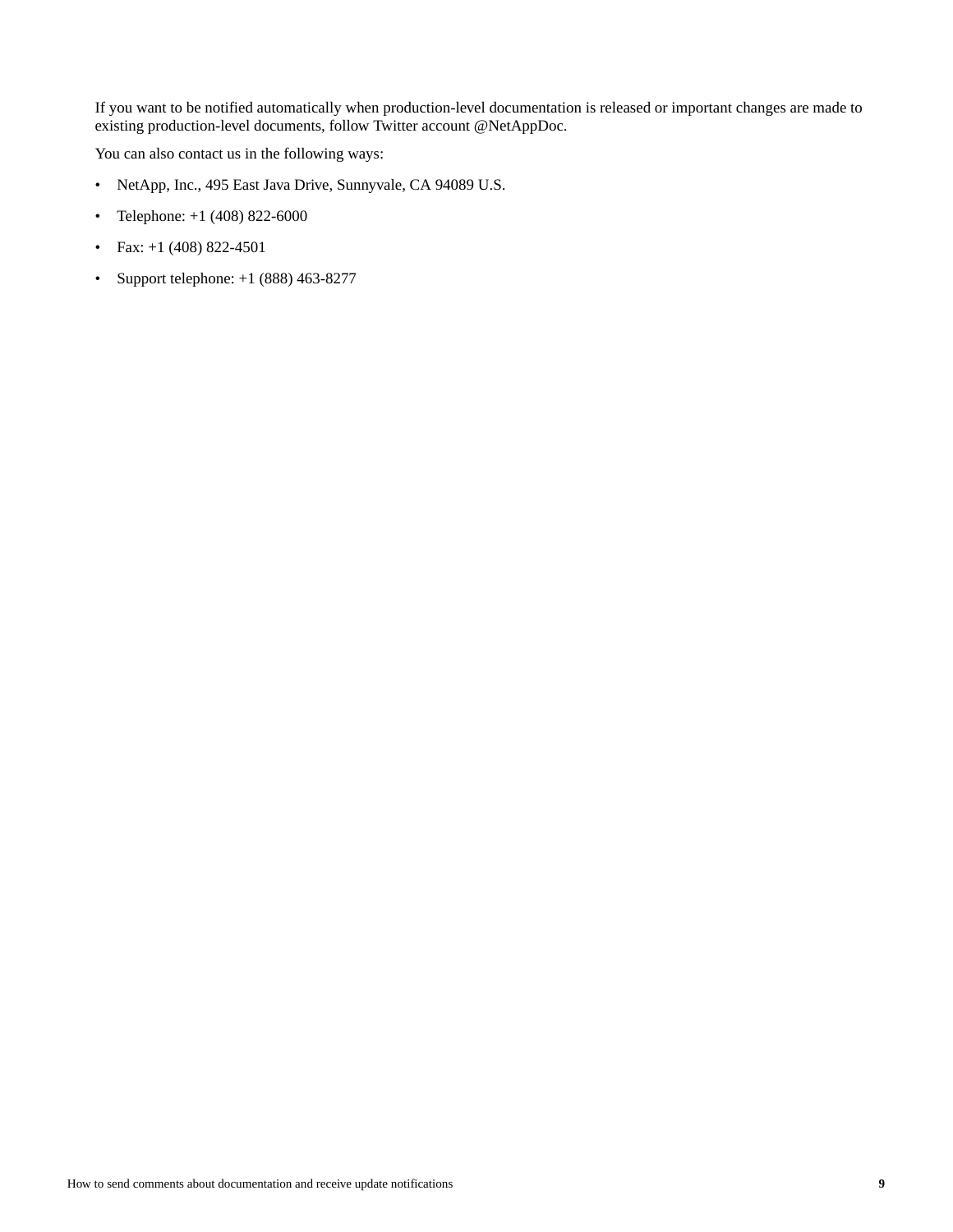If you want to be notified automatically when production-level documentation is released or important changes are made to existing production-level documents, follow Twitter account @NetAppDoc.

You can also contact us in the following ways:

- NetApp, Inc., 495 East Java Drive, Sunnyvale, CA 94089 U.S.
- Telephone: +1 (408) 822-6000
- Fax: +1 (408) 822-4501
- Support telephone: +1 (888) 463-8277